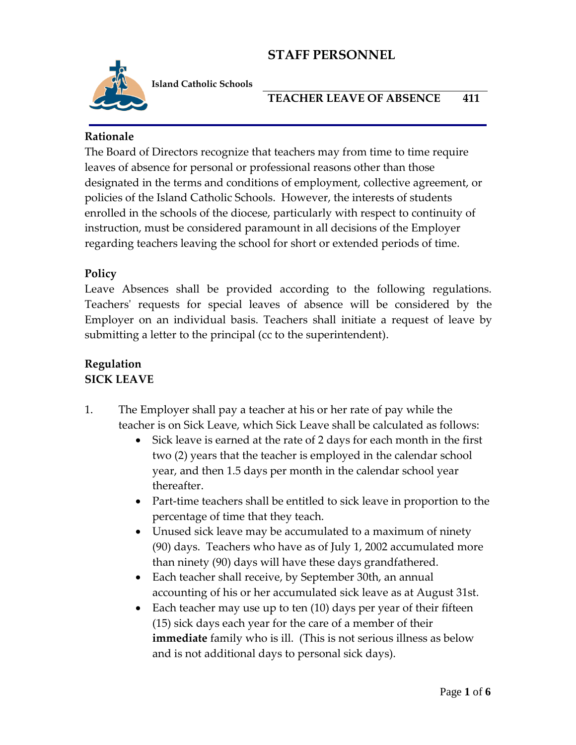# STAFF PERSONNEL

**Island Catholic Schools**

## TEACHER LEAVE OF ABSENCE 411

**Rationale**

The Board of Directors recognize that teachers may from time to time require leaves of absence for personal or professional reasons other than those designated in the terms and conditions of employment, collective agreement, or policies of the Island Catholic Schools. However, the interests of students enrolled in the schools of the diocese, particularly with respect to continuity of instruction, must be considered paramount in all decisions of the Employer regarding teachers leaving the school for short or extended periods of time.

**Policy**

Leave Absences shall be provided according to the following regulations. Teachers' requests for special leaves of absence will be considered by the Employer on an individual basis. Teachers shall initiate a request of leave by submitting a letter to the principal (cc to the superintendent).

**Regulation**

**SICK LEAVE**

1. The Employer shall pay a teacher at his or her rate of pay while the teacher is on Sick Leave, which Sick Leave shall be calculated as follows:
   - Sick leave is earned at the rate of 2 days for each month in the first two (2) years that the teacher is employed in the calendar school year, and then 1.5 days per month in the calendar school year thereafter.
   - Part-time teachers shall be entitled to sick leave in proportion to the percentage of time that they teach.
   - Unused sick leave may be accumulated to a maximum of ninety (90) days. Teachers who have as of July 1, 2002 accumulated more than ninety (90) days will have these days grandfathered.
   - Each teacher shall receive, by September 30th, an annual accounting of his or her accumulated sick leave as at August 31st.
   - Each teacher may use up to ten (10) days per year of their fifteen (15) sick days each year for the care of a member of their **immediate** family who is ill. (This is not serious illness as below and is not additional days to personal sick days).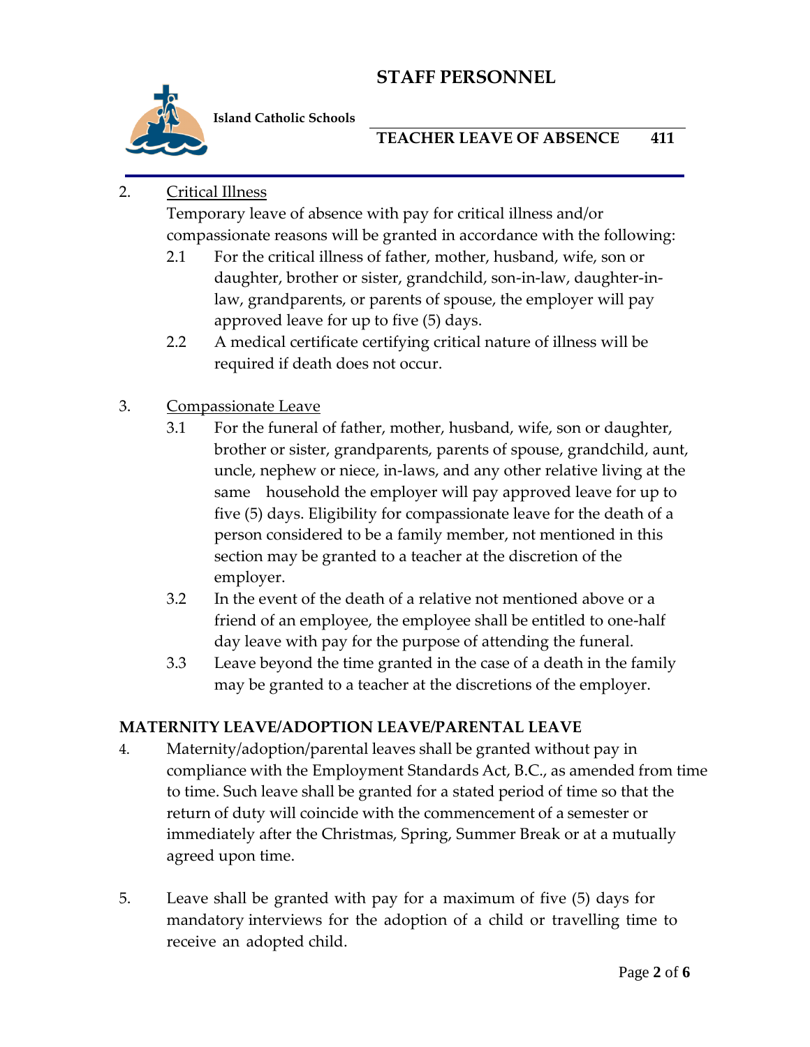2. Critical Illness

   Temporary leave of absence with pay for critical illness and/or compassionate reasons will be granted in accordance with the following:

   2.1 For the critical illness of father, mother, husband, wife, son or daughter, brother or sister, grandchild, son-in-law, daughter-in-law, grandparents, or parents of spouse, the employer will pay approved leave for up to five (5) days.

   2.2 A medical certificate certifying critical nature of illness will be required if death does not occur.

3. Compassionate Leave

   3.1 For the funeral of father, mother, husband, wife, son or daughter, brother or sister, grandparents, parents of spouse, grandchild, aunt, uncle, nephew or niece, in-laws, and any other relative living at the same household the employer will pay approved leave for up to five (5) days. Eligibility for compassionate leave for the death of a person considered to be a family member, not mentioned in this section may be granted to a teacher at the discretion of the employer.

   3.2 In the event of the death of a relative not mentioned above or a friend of an employee, the employee shall be entitled to one-half day leave with pay for the purpose of attending the funeral.

   3.3 Leave beyond the time granted in the case of a death in the family may be granted to a teacher at the discretions of the employer.

**MATERNITY LEAVE/ADOPTION LEAVE/PARENTAL LEAVE**

4. Maternity/adoption/parental leaves shall be granted without pay in compliance with the Employment Standards Act, B.C., as amended from time to time. Such leave shall be granted for a stated period of time so that the return of duty will coincide with the commencement of a semester or immediately after the Christmas, Spring, Summer Break or at a mutually agreed upon time.

5. Leave shall be granted with pay for a maximum of five (5) days for mandatory interviews for the adoption of a child or travelling time to receive an adopted child.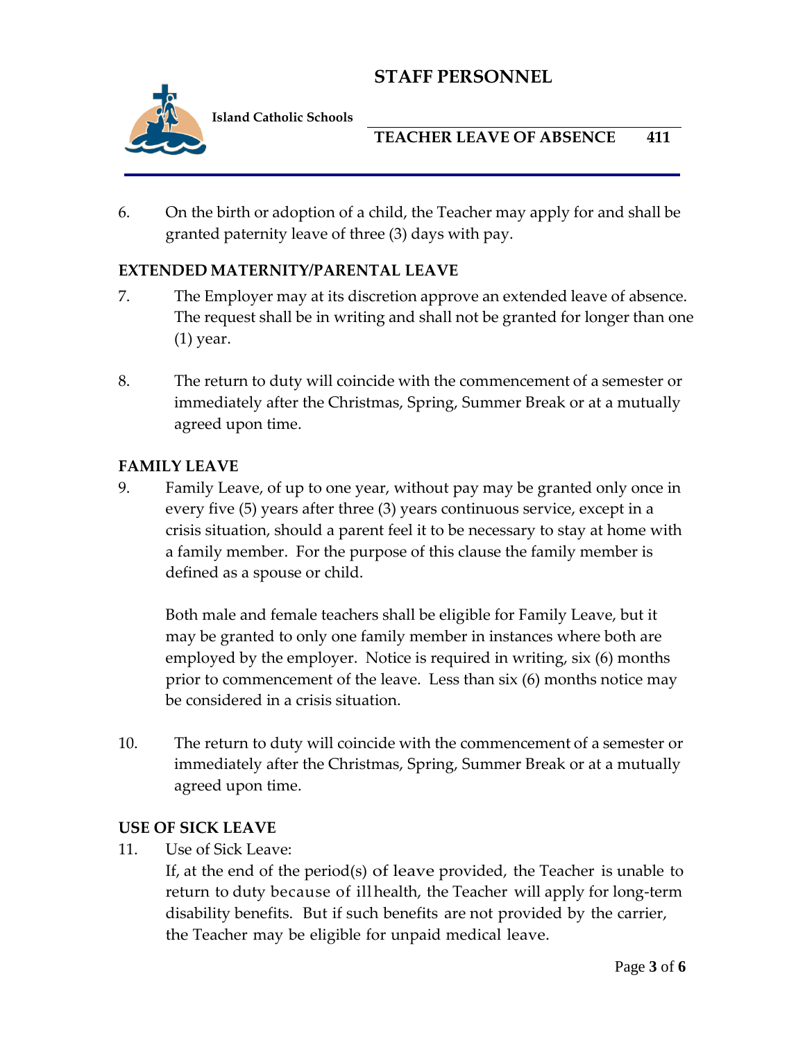6. On the birth or adoption of a child, the Teacher may apply for and shall be granted paternity leave of three (3) days with pay.

## EXTENDED MATERNITY/PARENTAL LEAVE

7. The Employer may at its discretion approve an extended leave of absence. The request shall be in writing and shall not be granted for longer than one (1) year.

8. The return to duty will coincide with the commencement of a semester or immediately after the Christmas, Spring, Summer Break or at a mutually agreed upon time.

## FAMILY LEAVE

9. Family Leave, of up to one year, without pay may be granted only once in every five (5) years after three (3) years continuous service, except in a crisis situation, should a parent feel it to be necessary to stay at home with a family member. For the purpose of this clause the family member is defined as a spouse or child.

   Both male and female teachers shall be eligible for Family Leave, but it may be granted to only one family member in instances where both are employed by the employer. Notice is required in writing, six (6) months prior to commencement of the leave. Less than six (6) months notice may be considered in a crisis situation.

10. The return to duty will coincide with the commencement of a semester or immediately after the Christmas, Spring, Summer Break or at a mutually agreed upon time.

## USE OF SICK LEAVE

11. Use of Sick Leave:
    If, at the end of the period(s) of leave provided, the Teacher is unable to return to duty because of ill health, the Teacher will apply for long-term disability benefits. But if such benefits are not provided by the carrier, the Teacher may be eligible for unpaid medical leave.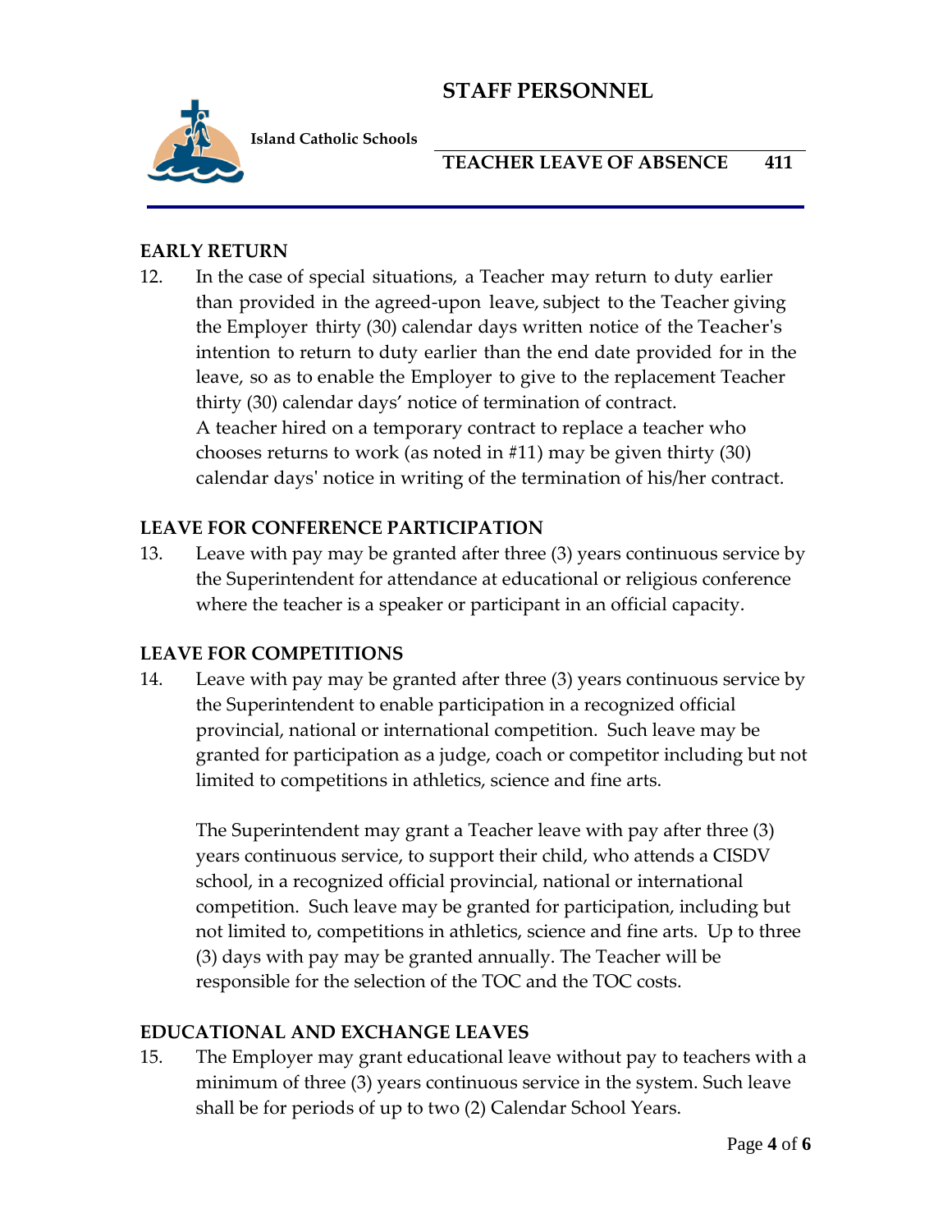## EARLY RETURN

12. In the case of special situations, a Teacher may return to duty earlier than provided in the agreed-upon leave, subject to the Teacher giving the Employer thirty (30) calendar days written notice of the Teacher's intention to return to duty earlier than the end date provided for in the leave, so as to enable the Employer to give to the replacement Teacher thirty (30) calendar days' notice of termination of contract.
    A teacher hired on a temporary contract to replace a teacher who chooses returns to work (as noted in #11) may be given thirty (30) calendar days' notice in writing of the termination of his/her contract.

## LEAVE FOR CONFERENCE PARTICIPATION

13. Leave with pay may be granted after three (3) years continuous service by the Superintendent for attendance at educational or religious conference where the teacher is a speaker or participant in an official capacity.

## LEAVE FOR COMPETITIONS

14. Leave with pay may be granted after three (3) years continuous service by the Superintendent to enable participation in a recognized official provincial, national or international competition. Such leave may be granted for participation as a judge, coach or competitor including but not limited to competitions in athletics, science and fine arts.

    The Superintendent may grant a Teacher leave with pay after three (3) years continuous service, to support their child, who attends a CISDV school, in a recognized official provincial, national or international competition. Such leave may be granted for participation, including but not limited to, competitions in athletics, science and fine arts. Up to three (3) days with pay may be granted annually. The Teacher will be responsible for the selection of the TOC and the TOC costs.

## EDUCATIONAL AND EXCHANGE LEAVES

15. The Employer may grant educational leave without pay to teachers with a minimum of three (3) years continuous service in the system. Such leave shall be for periods of up to two (2) Calendar School Years.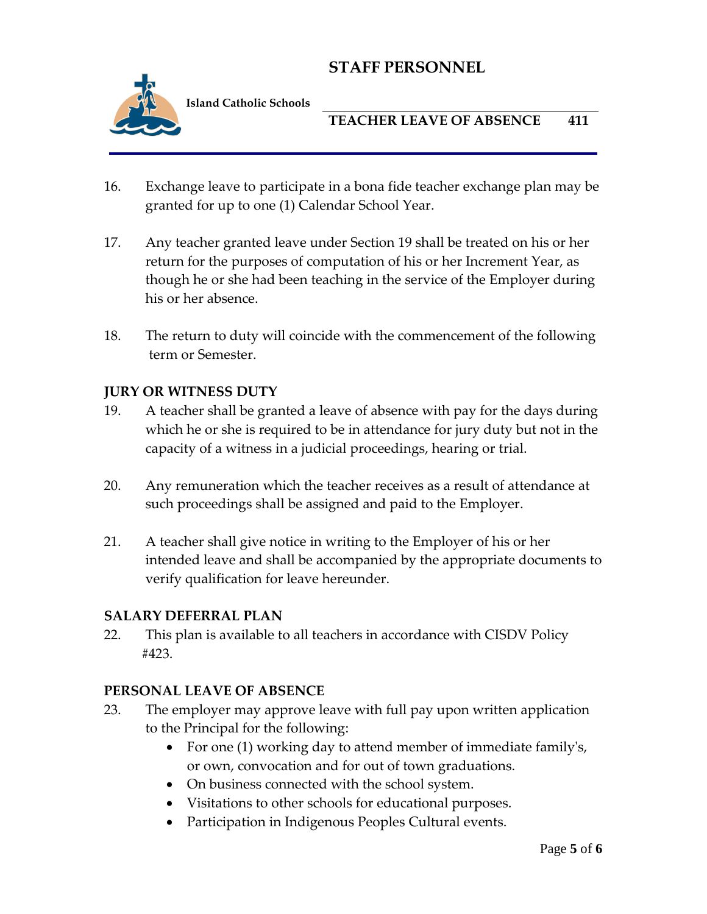16. Exchange leave to participate in a bona fide teacher exchange plan may be granted for up to one (1) Calendar School Year.

17. Any teacher granted leave under Section 19 shall be treated on his or her return for the purposes of computation of his or her Increment Year, as though he or she had been teaching in the service of the Employer during his or her absence.

18. The return to duty will coincide with the commencement of the following term or Semester.

**JURY OR WITNESS DUTY**

19. A teacher shall be granted a leave of absence with pay for the days during which he or she is required to be in attendance for jury duty but not in the capacity of a witness in a judicial proceedings, hearing or trial.

20. Any remuneration which the teacher receives as a result of attendance at such proceedings shall be assigned and paid to the Employer.

21. A teacher shall give notice in writing to the Employer of his or her intended leave and shall be accompanied by the appropriate documents to verify qualification for leave hereunder.

**SALARY DEFERRAL PLAN**

22. This plan is available to all teachers in accordance with CISDV Policy #423.

**PERSONAL LEAVE OF ABSENCE**

23. The employer may approve leave with full pay upon written application to the Principal for the following:
    - For one (1) working day to attend member of immediate family's, or own, convocation and for out of town graduations.
    - On business connected with the school system.
    - Visitations to other schools for educational purposes.
    - Participation in Indigenous Peoples Cultural events.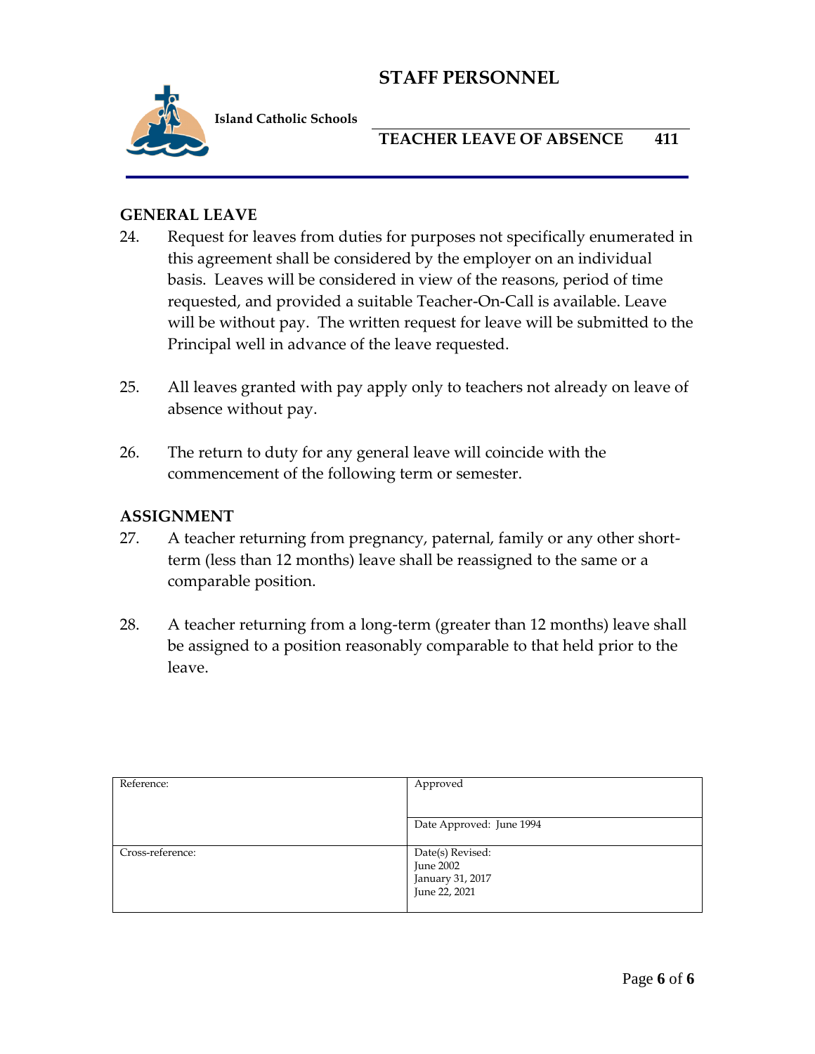## GENERAL LEAVE

24. Request for leaves from duties for purposes not specifically enumerated in this agreement shall be considered by the employer on an individual basis. Leaves will be considered in view of the reasons, period of time requested, and provided a suitable Teacher-On-Call is available. Leave will be without pay. The written request for leave will be submitted to the Principal well in advance of the leave requested.

25. All leaves granted with pay apply only to teachers not already on leave of absence without pay.

26. The return to duty for any general leave will coincide with the commencement of the following term or semester.

## ASSIGNMENT

27. A teacher returning from pregnancy, paternal, family or any other short-term (less than 12 months) leave shall be reassigned to the same or a comparable position.

28. A teacher returning from a long-term (greater than 12 months) leave shall be assigned to a position reasonably comparable to that held prior to the leave.

| | |
|---|---|
| Reference: | Approved |
| | Date Approved: June 1994 |
| Cross-reference: | Date(s) Revised:<br>June 2002<br>January 31, 2017<br>June 22, 2021 |